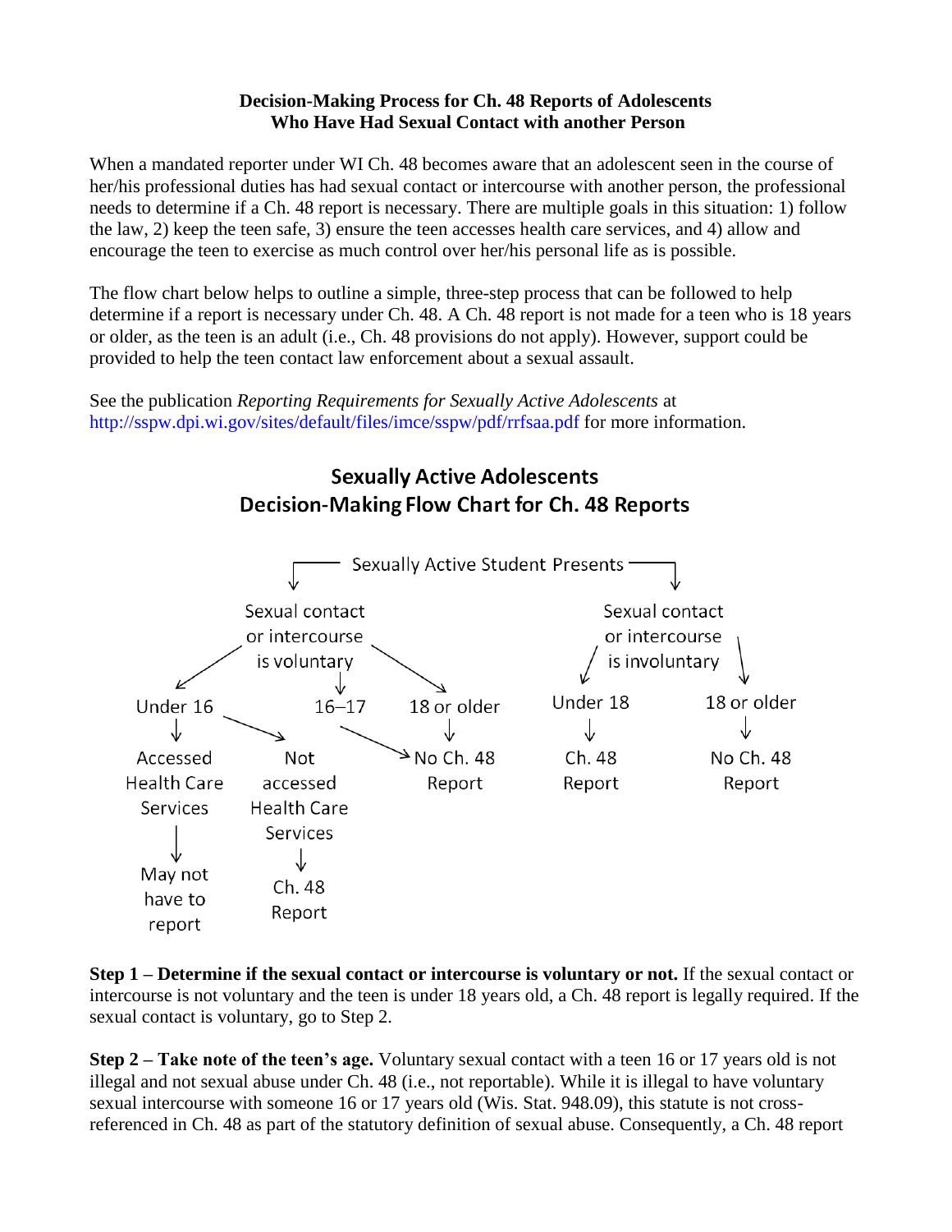**Decision-Making Process for Ch. 48 Reports of Adolescents Who Have Had Sexual Contact with another Person**

When a mandated reporter under WI Ch. 48 becomes aware that an adolescent seen in the course of her/his professional duties has had sexual contact or intercourse with another person, the professional needs to determine if a Ch. 48 report is necessary. There are multiple goals in this situation: 1) follow the law, 2) keep the teen safe, 3) ensure the teen accesses health care services, and 4) allow and encourage the teen to exercise as much control over her/his personal life as is possible.

The flow chart below helps to outline a simple, three-step process that can be followed to help determine if a report is necessary under Ch. 48. A Ch. 48 report is not made for a teen who is 18 years or older, as the teen is an adult (i.e., Ch. 48 provisions do not apply). However, support could be provided to help the teen contact law enforcement about a sexual assault.

See the publication *Reporting Requirements for Sexually Active Adolescents* at http://sspw.dpi.wi.gov/sites/default/files/imce/sspw/pdf/rrfsaa.pdf for more information.

## Sexually Active Adolescents Decision-Making Flow Chart for Ch. 48 Reports

Sexually Active Student Presents

- Sexual contact or intercourse is voluntary
  - Under 16
    - Accessed Health Care Services → May not have to report
    - Not accessed Health Care Services → Ch. 48 Report
  - 16–17 → No Ch. 48 Report
  - 18 or older → No Ch. 48 Report
- Sexual contact or intercourse is involuntary
  - Under 18 → Ch. 48 Report
  - 18 or older → No Ch. 48 Report

**Step 1 – Determine if the sexual contact or intercourse is voluntary or not.** If the sexual contact or intercourse is not voluntary and the teen is under 18 years old, a Ch. 48 report is legally required. If the sexual contact is voluntary, go to Step 2.

**Step 2 – Take note of the teen's age.** Voluntary sexual contact with a teen 16 or 17 years old is not illegal and not sexual abuse under Ch. 48 (i.e., not reportable). While it is illegal to have voluntary sexual intercourse with someone 16 or 17 years old (Wis. Stat. 948.09), this statute is not cross-referenced in Ch. 48 as part of the statutory definition of sexual abuse. Consequently, a Ch. 48 report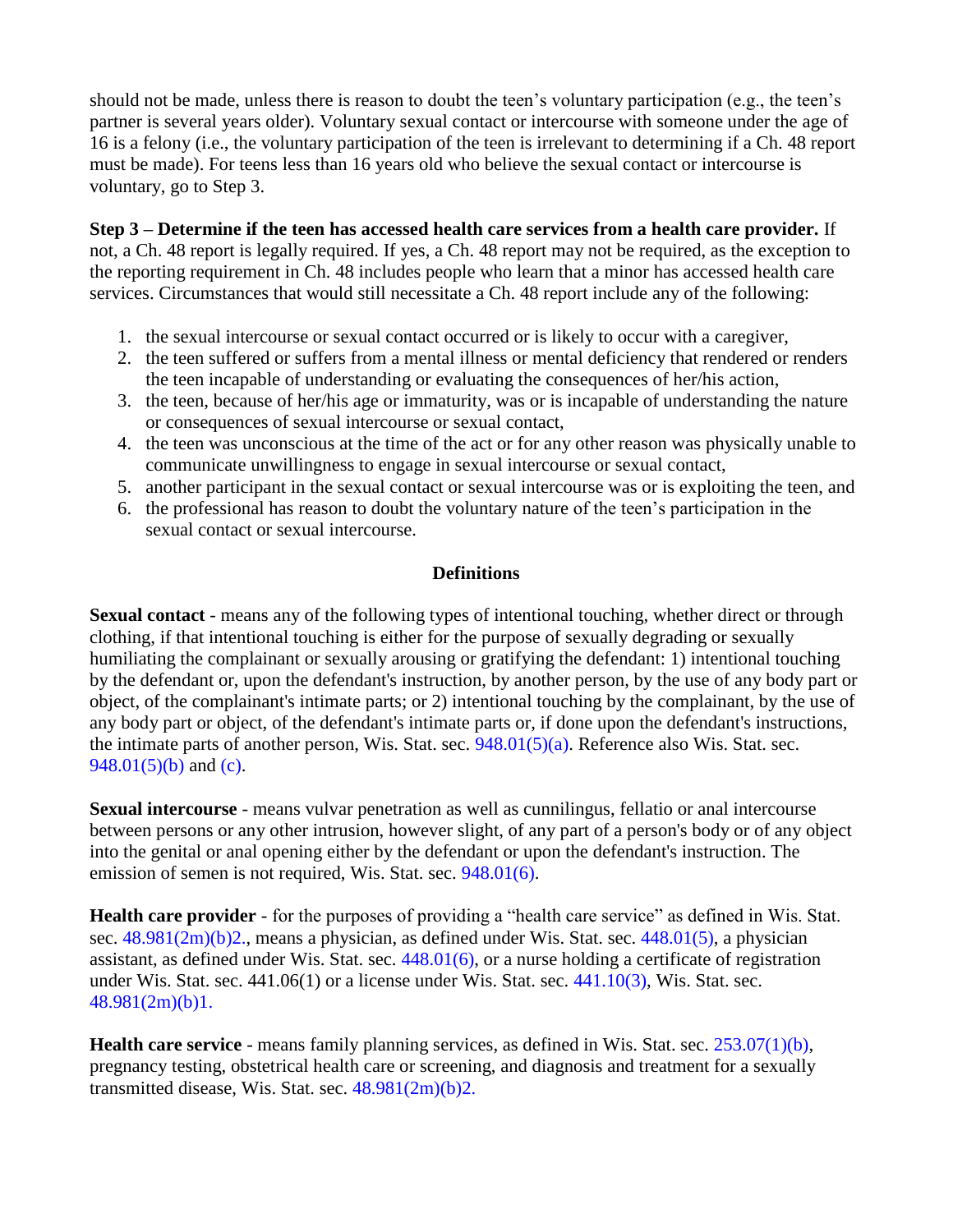should not be made, unless there is reason to doubt the teen's voluntary participation (e.g., the teen's partner is several years older). Voluntary sexual contact or intercourse with someone under the age of 16 is a felony (i.e., the voluntary participation of the teen is irrelevant to determining if a Ch. 48 report must be made). For teens less than 16 years old who believe the sexual contact or intercourse is voluntary, go to Step 3.

**Step 3 – Determine if the teen has accessed health care services from a health care provider.** If not, a Ch. 48 report is legally required. If yes, a Ch. 48 report may not be required, as the exception to the reporting requirement in Ch. 48 includes people who learn that a minor has accessed health care services. Circumstances that would still necessitate a Ch. 48 report include any of the following:

1. the sexual intercourse or sexual contact occurred or is likely to occur with a caregiver,
2. the teen suffered or suffers from a mental illness or mental deficiency that rendered or renders the teen incapable of understanding or evaluating the consequences of her/his action,
3. the teen, because of her/his age or immaturity, was or is incapable of understanding the nature or consequences of sexual intercourse or sexual contact,
4. the teen was unconscious at the time of the act or for any other reason was physically unable to communicate unwillingness to engage in sexual intercourse or sexual contact,
5. another participant in the sexual contact or sexual intercourse was or is exploiting the teen, and
6. the professional has reason to doubt the voluntary nature of the teen's participation in the sexual contact or sexual intercourse.

## Definitions

**Sexual contact** - means any of the following types of intentional touching, whether direct or through clothing, if that intentional touching is either for the purpose of sexually degrading or sexually humiliating the complainant or sexually arousing or gratifying the defendant: 1) intentional touching by the defendant or, upon the defendant's instruction, by another person, by the use of any body part or object, of the complainant's intimate parts; or 2) intentional touching by the complainant, by the use of any body part or object, of the defendant's intimate parts or, if done upon the defendant's instructions, the intimate parts of another person, Wis. Stat. sec. 948.01(5)(a). Reference also Wis. Stat. sec. 948.01(5)(b) and (c).

**Sexual intercourse** - means vulvar penetration as well as cunnilingus, fellatio or anal intercourse between persons or any other intrusion, however slight, of any part of a person's body or of any object into the genital or anal opening either by the defendant or upon the defendant's instruction. The emission of semen is not required, Wis. Stat. sec. 948.01(6).

**Health care provider** - for the purposes of providing a "health care service" as defined in Wis. Stat. sec. 48.981(2m)(b)2., means a physician, as defined under Wis. Stat. sec. 448.01(5), a physician assistant, as defined under Wis. Stat. sec. 448.01(6), or a nurse holding a certificate of registration under Wis. Stat. sec. 441.06(1) or a license under Wis. Stat. sec. 441.10(3), Wis. Stat. sec. 48.981(2m)(b)1.

**Health care service** - means family planning services, as defined in Wis. Stat. sec. 253.07(1)(b), pregnancy testing, obstetrical health care or screening, and diagnosis and treatment for a sexually transmitted disease, Wis. Stat. sec. 48.981(2m)(b)2.